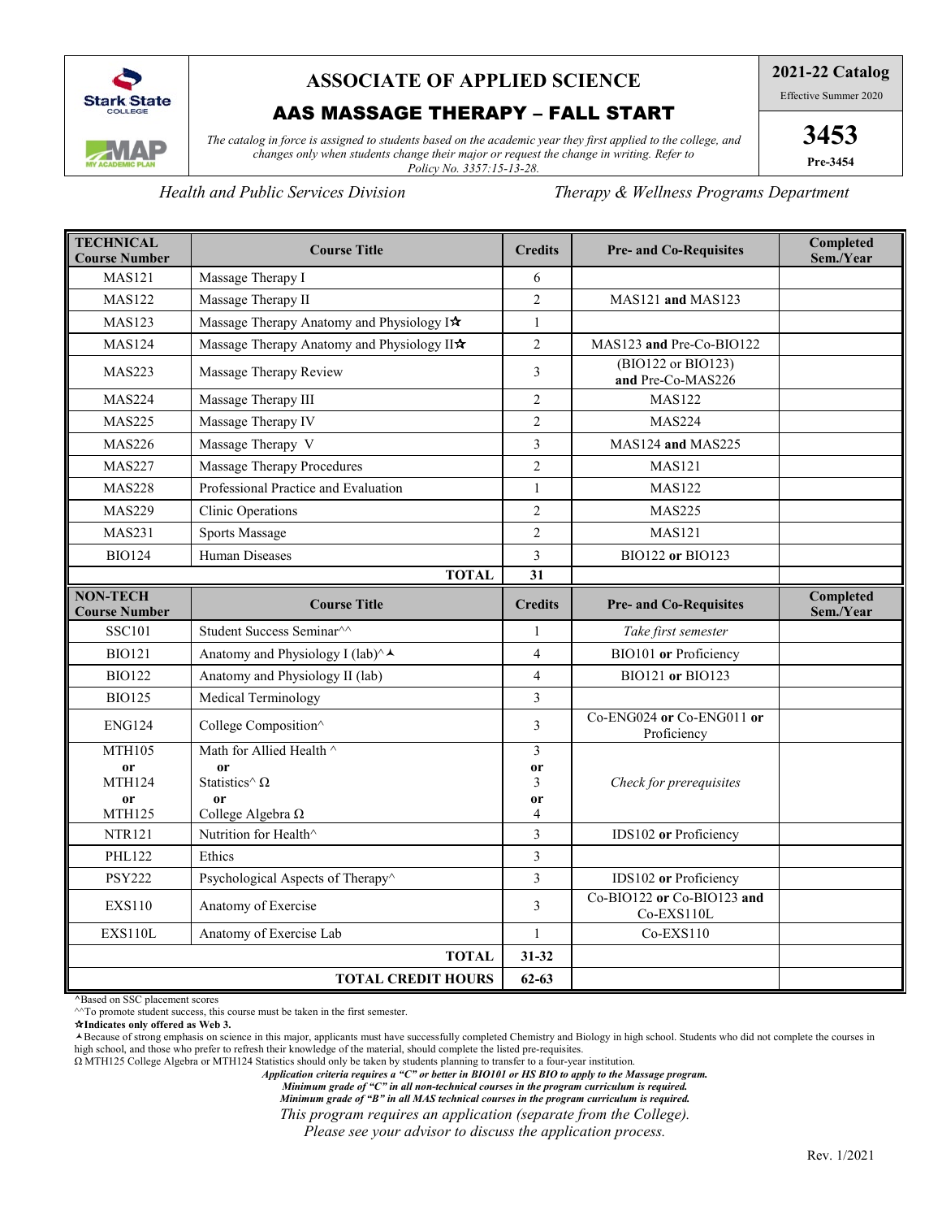# ASSOCIATE OF APPLIED SCIENCE

## AAS MASSAGE THERAPY – FALL START

**2021-22 Catalog**

Effective Summer 2020

**3453**

**Pre-3454**

*The catalog in force is assigned to students based on the academic year they first applied to the college, and changes only when students change their major or request the change in writing. Refer to Policy No. 3357:15-13-28.*

*Health and Public Services Division* — *Therapy & Wellness Programs Department*

| TECHNICAL Course Number | Course Title | Credits | Pre- and Co-Requisites | Completed Sem./Year |
|---|---|---|---|---|
| MAS121 | Massage Therapy I | 6 | | |
| MAS122 | Massage Therapy II | 2 | MAS121 **and** MAS123 | |
| MAS123 | Massage Therapy Anatomy and Physiology I✮ | 1 | | |
| MAS124 | Massage Therapy Anatomy and Physiology II✮ | 2 | MAS123 **and** Pre-Co-BIO122 | |
| MAS223 | Massage Therapy Review | 3 | (BIO122 or BIO123) **and** Pre-Co-MAS226 | |
| MAS224 | Massage Therapy III | 2 | MAS122 | |
| MAS225 | Massage Therapy IV | 2 | MAS224 | |
| MAS226 | Massage Therapy V | 3 | MAS124 **and** MAS225 | |
| MAS227 | Massage Therapy Procedures | 2 | MAS121 | |
| MAS228 | Professional Practice and Evaluation | 1 | MAS122 | |
| MAS229 | Clinic Operations | 2 | MAS225 | |
| MAS231 | Sports Massage | 2 | MAS121 | |
| BIO124 | Human Diseases | 3 | BIO122 **or** BIO123 | |
| | **TOTAL** | **31** | | |
| **NON-TECH Course Number** | **Course Title** | **Credits** | **Pre- and Co-Requisites** | **Completed Sem./Year** |
| SSC101 | Student Success Seminar^^ | 1 | *Take first semester* | |
| BIO121 | Anatomy and Physiology I (lab)^⅄ | 4 | BIO101 **or** Proficiency | |
| BIO122 | Anatomy and Physiology II (lab) | 4 | BIO121 **or** BIO123 | |
| BIO125 | Medical Terminology | 3 | | |
| ENG124 | College Composition^ | 3 | Co-ENG024 **or** Co-ENG011 **or** Proficiency | |
| MTH105 **or** MTH124 **or** MTH125 | Math for Allied Health ^ **or** Statistics^ Ω **or** College Algebra Ω | 3 **or** 3 **or** 4 | *Check for prerequisites* | |
| NTR121 | Nutrition for Health^ | 3 | IDS102 **or** Proficiency | |
| PHL122 | Ethics | 3 | | |
| PSY222 | Psychological Aspects of Therapy^ | 3 | IDS102 **or** Proficiency | |
| EXS110 | Anatomy of Exercise | 3 | Co-BIO122 **or** Co-BIO123 **and** Co-EXS110L | |
| EXS110L | Anatomy of Exercise Lab | 1 | Co-EXS110 | |
| | **TOTAL** | **31-32** | | |
| | **TOTAL CREDIT HOURS** | **62-63** | | |

^Based on SSC placement scores

^^To promote student success, this course must be taken in the first semester.

**✮Indicates only offered as Web 3.**

⅄Because of strong emphasis on science in this major, applicants must have successfully completed Chemistry and Biology in high school. Students who did not complete the courses in high school, and those who prefer to refresh their knowledge of the material, should complete the listed pre-requisites.

Ω MTH125 College Algebra or MTH124 Statistics should only be taken by students planning to transfer to a four-year institution.

***Application criteria requires a "C" or better in BIO101 or HS BIO to apply to the Massage program.***

***Minimum grade of "C" in all non-technical courses in the program curriculum is required.***

***Minimum grade of "B" in all MAS technical courses in the program curriculum is required.***

*This program requires an application (separate from the College).*

*Please see your advisor to discuss the application process.*

Rev. 1/2021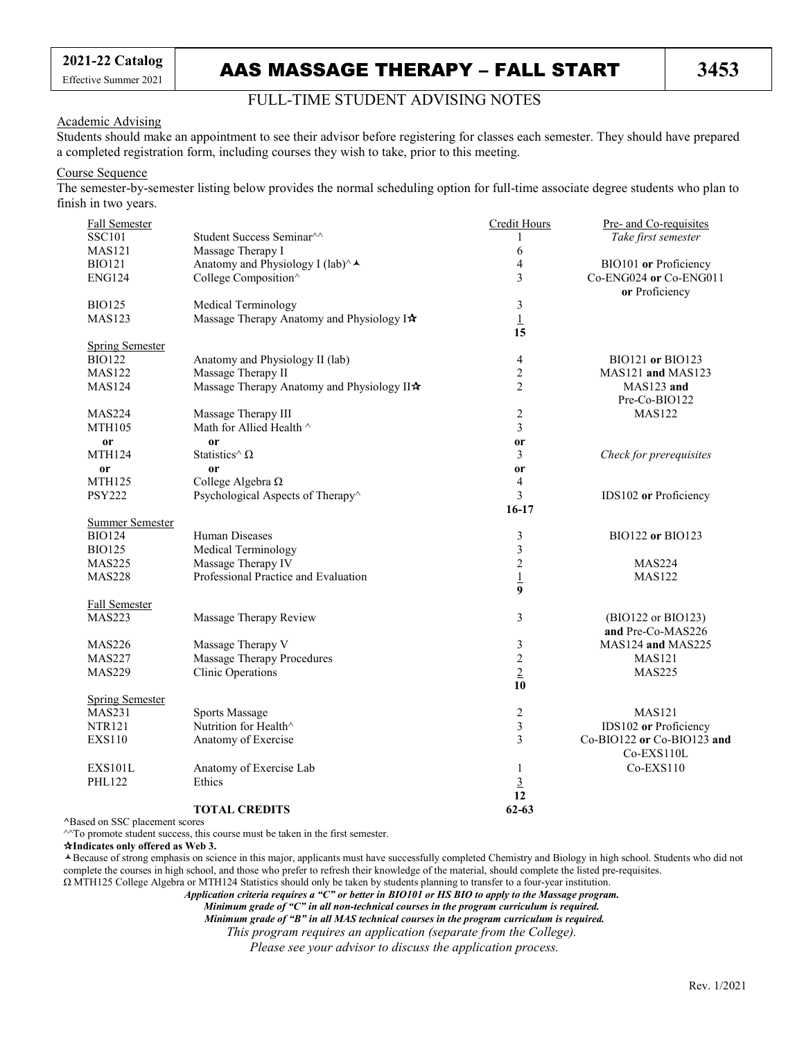| 2021-22 Catalog<br>Effective Summer 2021 | AAS MASSAGE THERAPY – FALL START | 3453 |
|---|---|---|

## FULL-TIME STUDENT ADVISING NOTES

### Academic Advising

Students should make an appointment to see their advisor before registering for classes each semester. They should have prepared a completed registration form, including courses they wish to take, prior to this meeting.

### Course Sequence

The semester-by-semester listing below provides the normal scheduling option for full-time associate degree students who plan to finish in two years.

| Fall Semester | | Credit Hours | Pre- and Co-requisites |
|---|---|---|---|
| SSC101 | Student Success Seminar^^ | 1 | *Take first semester* |
| MAS121 | Massage Therapy I | 6 | |
| BIO121 | Anatomy and Physiology I (lab)^⅄ | 4 | BIO101 **or** Proficiency |
| ENG124 | College Composition^ | 3 | Co-ENG024 **or** Co-ENG011 **or** Proficiency |
| BIO125 | Medical Terminology | 3 | |
| MAS123 | Massage Therapy Anatomy and Physiology I✰ | 1 | |
| | | **15** | |
| **Spring Semester** | | | |
| BIO122 | Anatomy and Physiology II (lab) | 4 | BIO121 **or** BIO123 |
| MAS122 | Massage Therapy II | 2 | MAS121 **and** MAS123 |
| MAS124 | Massage Therapy Anatomy and Physiology II✰ | 2 | MAS123 **and** Pre-Co-BIO122 |
| MAS224 | Massage Therapy III | 2 | MAS122 |
| MTH105 | Math for Allied Health ^ | 3 | |
| **or** | **or** | **or** | |
| MTH124 | Statistics^ Ω | 3 | *Check for prerequisites* |
| **or** | **or** | **or** | |
| MTH125 | College Algebra Ω | 4 | |
| PSY222 | Psychological Aspects of Therapy^ | 3 | IDS102 **or** Proficiency |
| | | **16-17** | |
| **Summer Semester** | | | |
| BIO124 | Human Diseases | 3 | BIO122 **or** BIO123 |
| BIO125 | Medical Terminology | 3 | |
| MAS225 | Massage Therapy IV | 2 | MAS224 |
| MAS228 | Professional Practice and Evaluation | 1 | MAS122 |
| | | **9** | |
| **Fall Semester** | | | |
| MAS223 | Massage Therapy Review | 3 | (BIO122 or BIO123) **and** Pre-Co-MAS226 |
| MAS226 | Massage Therapy V | 3 | MAS124 **and** MAS225 |
| MAS227 | Massage Therapy Procedures | 2 | MAS121 |
| MAS229 | Clinic Operations | 2 | MAS225 |
| | | **10** | |
| **Spring Semester** | | | |
| MAS231 | Sports Massage | 2 | MAS121 |
| NTR121 | Nutrition for Health^ | 3 | IDS102 **or** Proficiency |
| EXS110 | Anatomy of Exercise | 3 | Co-BIO122 **or** Co-BIO123 **and** Co-EXS110L |
| EXS101L | Anatomy of Exercise Lab | 1 | Co-EXS110 |
| PHL122 | Ethics | 3 | |
| | | **12** | |
| | **TOTAL CREDITS** | **62-63** | |

^Based on SSC placement scores

^^To promote student success, this course must be taken in the first semester.

✰**Indicates only offered as Web 3.**

⅄Because of strong emphasis on science in this major, applicants must have successfully completed Chemistry and Biology in high school. Students who did not complete the courses in high school, and those who prefer to refresh their knowledge of the material, should complete the listed pre-requisites.

Ω MTH125 College Algebra or MTH124 Statistics should only be taken by students planning to transfer to a four-year institution.

***Application criteria requires a "C" or better in BIO101 or HS BIO to apply to the Massage program.***

***Minimum grade of "C" in all non-technical courses in the program curriculum is required.***

***Minimum grade of "B" in all MAS technical courses in the program curriculum is required.***

*This program requires an application (separate from the College).*

*Please see your advisor to discuss the application process.*

Rev. 1/2021